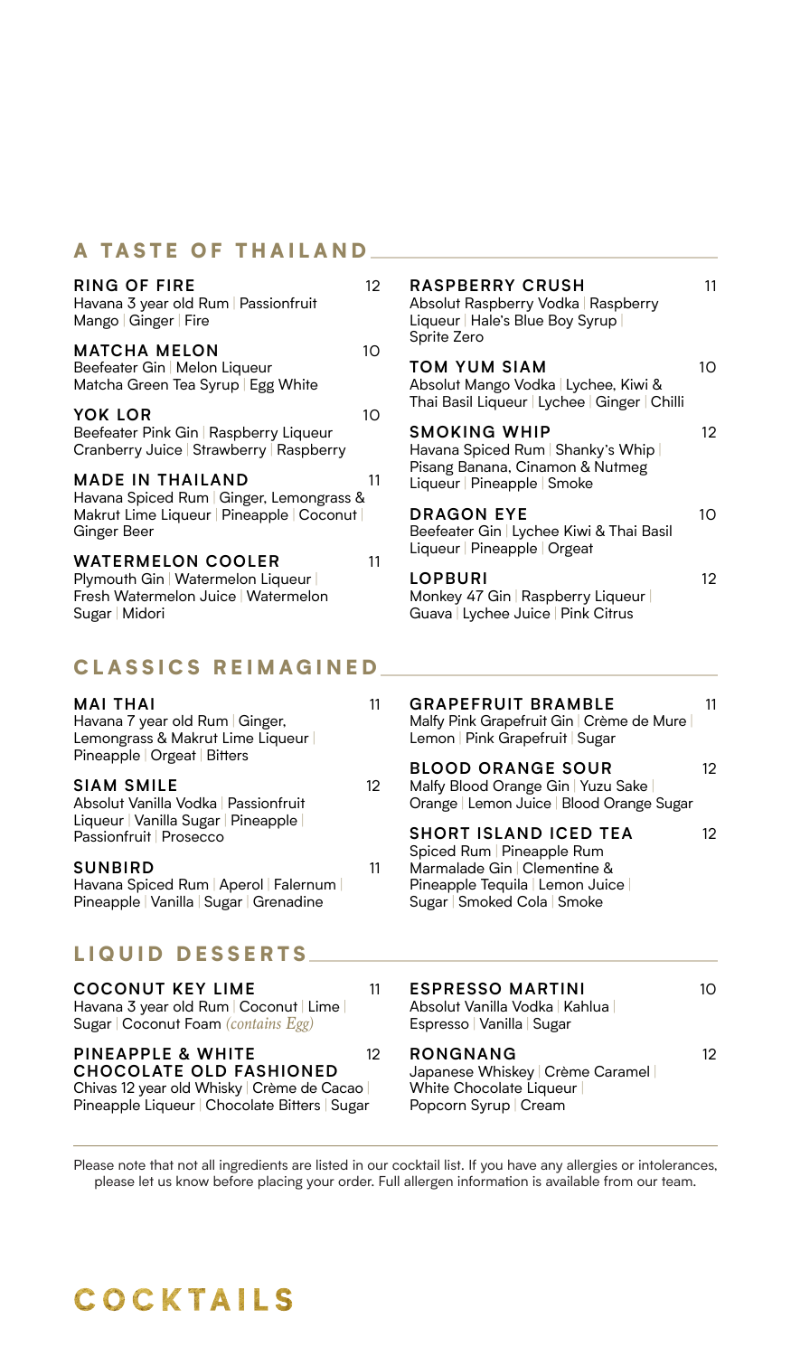# COCKTAILS

## A TASTE OF THAILAND

**RING OF FIRE** 12
Havana 3 year old Rum | Passionfruit
Mango | Ginger | Fire

**MATCHA MELON** 10
Beefeater Gin | Melon Liqueur
Matcha Green Tea Syrup | Egg White

**YOK LOR** 10
Beefeater Pink Gin | Raspberry Liqueur
Cranberry Juice | Strawberry | Raspberry

**MADE IN THAILAND** 11
Havana Spiced Rum | Ginger, Lemongrass & Makrut Lime Liqueur | Pineapple | Coconut | Ginger Beer

**WATERMELON COOLER** 11
Plymouth Gin | Watermelon Liqueur | Fresh Watermelon Juice | Watermelon Sugar | Midori

**RASPBERRY CRUSH** 11
Absolut Raspberry Vodka | Raspberry Liqueur | Hale's Blue Boy Syrup | Sprite Zero

**TOM YUM SIAM** 10
Absolut Mango Vodka | Lychee, Kiwi & Thai Basil Liqueur | Lychee | Ginger | Chilli

**SMOKING WHIP** 12
Havana Spiced Rum | Shanky's Whip | Pisang Banana, Cinamon & Nutmeg Liqueur | Pineapple | Smoke

**DRAGON EYE** 10
Beefeater Gin | Lychee Kiwi & Thai Basil Liqueur | Pineapple | Orgeat

**LOPBURI** 12
Monkey 47 Gin | Raspberry Liqueur | Guava | Lychee Juice | Pink Citrus

## CLASSICS REIMAGINED

**MAI THAI** 11
Havana 7 year old Rum | Ginger, Lemongrass & Makrut Lime Liqueur | Pineapple | Orgeat | Bitters

**SIAM SMILE** 12
Absolut Vanilla Vodka | Passionfruit Liqueur | Vanilla Sugar | Pineapple | Passionfruit | Prosecco

**SUNBIRD** 11
Havana Spiced Rum | Aperol | Falernum | Pineapple | Vanilla | Sugar | Grenadine

**GRAPEFRUIT BRAMBLE** 11
Malfy Pink Grapefruit Gin | Crème de Mure | Lemon | Pink Grapefruit | Sugar

**BLOOD ORANGE SOUR** 12
Malfy Blood Orange Gin | Yuzu Sake | Orange | Lemon Juice | Blood Orange Sugar

**SHORT ISLAND ICED TEA** 12
Spiced Rum | Pineapple Rum
Marmalade Gin | Clementine & Pineapple Tequila | Lemon Juice | Sugar | Smoked Cola | Smoke

## LIQUID DESSERTS

**COCONUT KEY LIME** 11
Havana 3 year old Rum | Coconut | Lime | Sugar | Coconut Foam *(contains Egg)*

**PINEAPPLE & WHITE CHOCOLATE OLD FASHIONED** 12
Chivas 12 year old Whisky | Crème de Cacao | Pineapple Liqueur | Chocolate Bitters | Sugar

**ESPRESSO MARTINI** 10
Absolut Vanilla Vodka | Kahlua | Espresso | Vanilla | Sugar

**RONGNANG** 12
Japanese Whiskey | Crème Caramel | White Chocolate Liqueur | Popcorn Syrup | Cream

---

Please note that not all ingredients are listed in our cocktail list. If you have any allergies or intolerances, please let us know before placing your order. Full allergen information is available from our team.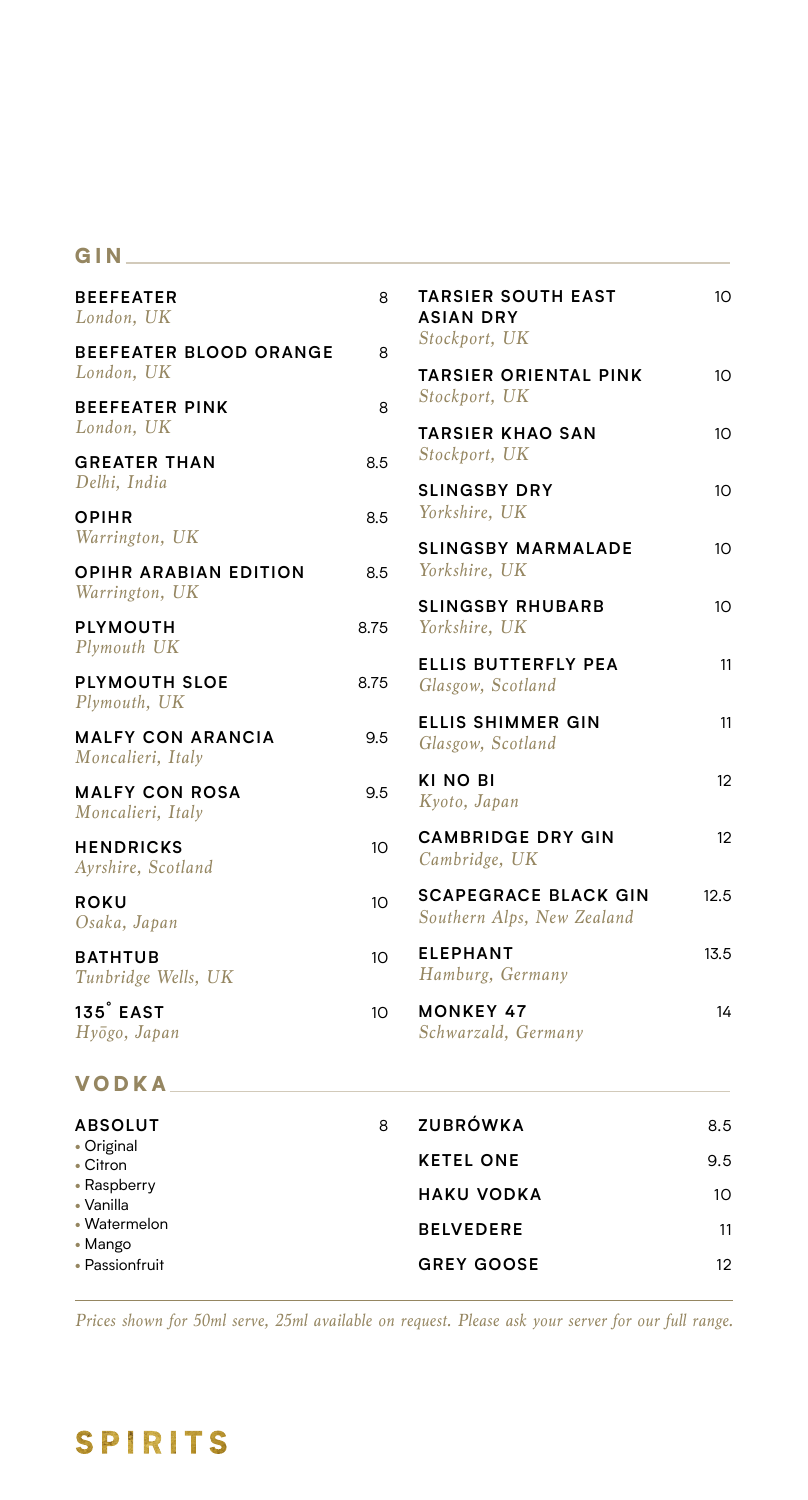## GIN

| Spirit | Price |
| --- | --- |
| **BEEFEATER** *London, UK* | 8 |
| **BEEFEATER BLOOD ORANGE** *London, UK* | 8 |
| **BEEFEATER PINK** *London, UK* | 8 |
| **GREATER THAN** *Delhi, India* | 8.5 |
| **OPIHR** *Warrington, UK* | 8.5 |
| **OPIHR ARABIAN EDITION** *Warrington, UK* | 8.5 |
| **PLYMOUTH** *Plymouth UK* | 8.75 |
| **PLYMOUTH SLOE** *Plymouth, UK* | 8.75 |
| **MALFY CON ARANCIA** *Moncalieri, Italy* | 9.5 |
| **MALFY CON ROSA** *Moncalieri, Italy* | 9.5 |
| **HENDRICKS** *Ayrshire, Scotland* | 10 |
| **ROKU** *Osaka, Japan* | 10 |
| **BATHTUB** *Tunbridge Wells, UK* | 10 |
| **135° EAST** *Hyōgo, Japan* | 10 |
| **TARSIER SOUTH EAST ASIAN DRY** *Stockport, UK* | 10 |
| **TARSIER ORIENTAL PINK** *Stockport, UK* | 10 |
| **TARSIER KHAO SAN** *Stockport, UK* | 10 |
| **SLINGSBY DRY** *Yorkshire, UK* | 10 |
| **SLINGSBY MARMALADE** *Yorkshire, UK* | 10 |
| **SLINGSBY RHUBARB** *Yorkshire, UK* | 10 |
| **ELLIS BUTTERFLY PEA** *Glasgow, Scotland* | 11 |
| **ELLIS SHIMMER GIN** *Glasgow, Scotland* | 11 |
| **KI NO BI** *Kyoto, Japan* | 12 |
| **CAMBRIDGE DRY GIN** *Cambridge, UK* | 12 |
| **SCAPEGRACE BLACK GIN** *Southern Alps, New Zealand* | 12.5 |
| **ELEPHANT** *Hamburg, Germany* | 13.5 |
| **MONKEY 47** *Schwarzald, Germany* | 14 |

## VODKA

| Spirit | Price |
| --- | --- |
| **ABSOLUT** • Original • Citron • Raspberry • Vanilla • Watermelon • Mango • Passionfruit | 8 |
| **ZUBRÓWKA** | 8.5 |
| **KETEL ONE** | 9.5 |
| **HAKU VODKA** | 10 |
| **BELVEDERE** | 11 |
| **GREY GOOSE** | 12 |

*Prices shown for 50ml serve, 25ml available on request. Please ask your server for our full range.*

# SPIRITS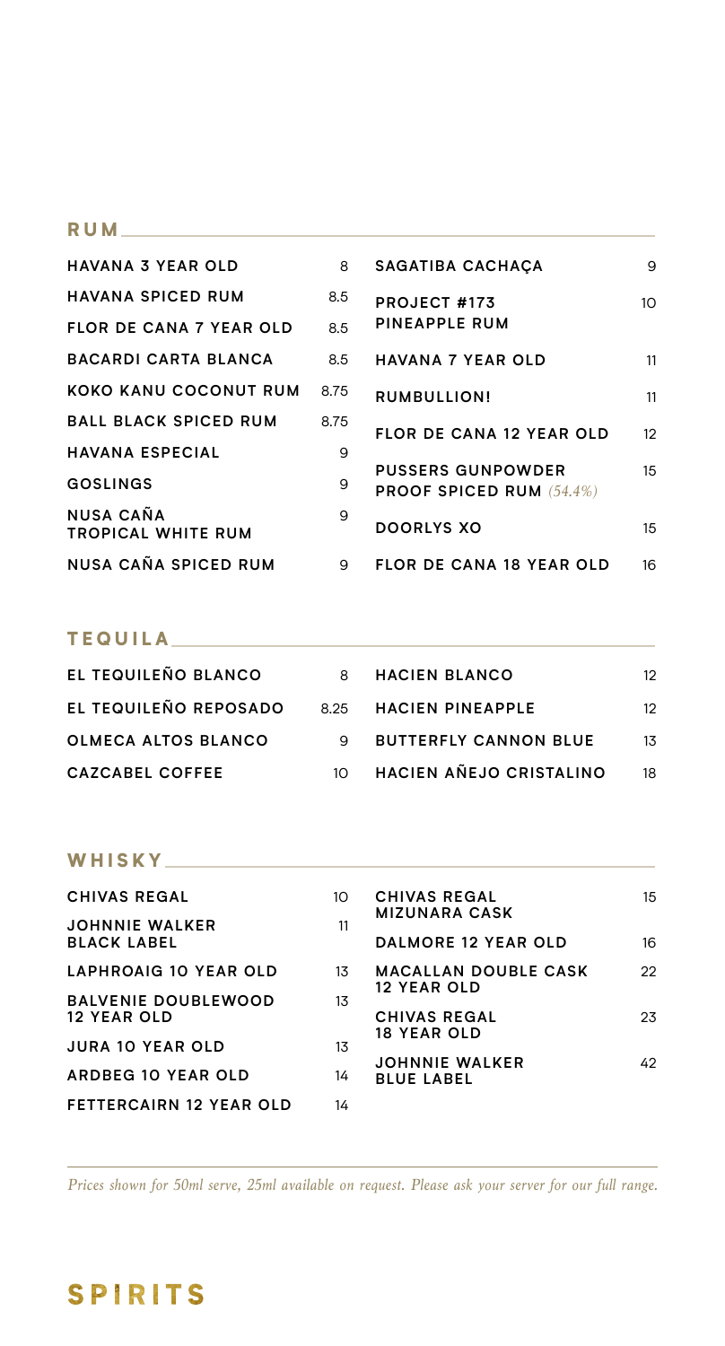## RUM

| Item | Price | Item | Price |
|---|---|---|---|
| HAVANA 3 YEAR OLD | 8 | SAGATIBA CACHAÇA | 9 |
| HAVANA SPICED RUM | 8.5 | PROJECT #173 PINEAPPLE RUM | 10 |
| FLOR DE CANA 7 YEAR OLD | 8.5 | HAVANA 7 YEAR OLD | 11 |
| BACARDI CARTA BLANCA | 8.5 | RUMBULLION! | 11 |
| KOKO KANU COCONUT RUM | 8.75 | FLOR DE CANA 12 YEAR OLD | 12 |
| BALL BLACK SPICED RUM | 8.75 | PUSSERS GUNPOWDER PROOF SPICED RUM *(54.4%)* | 15 |
| HAVANA ESPECIAL | 9 | DOORLYS XO | 15 |
| GOSLINGS | 9 | FLOR DE CANA 18 YEAR OLD | 16 |
| NUSA CAÑA TROPICAL WHITE RUM | 9 | | |
| NUSA CAÑA SPICED RUM | 9 | | |

## TEQUILA

| Item | Price | Item | Price |
|---|---|---|---|
| EL TEQUILEÑO BLANCO | 8 | HACIEN BLANCO | 12 |
| EL TEQUILEÑO REPOSADO | 8.25 | HACIEN PINEAPPLE | 12 |
| OLMECA ALTOS BLANCO | 9 | BUTTERFLY CANNON BLUE | 13 |
| CAZCABEL COFFEE | 10 | HACIEN AÑEJO CRISTALINO | 18 |

## WHISKY

| Item | Price | Item | Price |
|---|---|---|---|
| CHIVAS REGAL | 10 | CHIVAS REGAL MIZUNARA CASK | 15 |
| JOHNNIE WALKER BLACK LABEL | 11 | DALMORE 12 YEAR OLD | 16 |
| LAPHROAIG 10 YEAR OLD | 13 | MACALLAN DOUBLE CASK 12 YEAR OLD | 22 |
| BALVENIE DOUBLEWOOD 12 YEAR OLD | 13 | CHIVAS REGAL 18 YEAR OLD | 23 |
| JURA 10 YEAR OLD | 13 | JOHNNIE WALKER BLUE LABEL | 42 |
| ARDBEG 10 YEAR OLD | 14 | | |
| FETTERCAIRN 12 YEAR OLD | 14 | | |

*Prices shown for 50ml serve, 25ml available on request. Please ask your server for our full range.*

# SPIRITS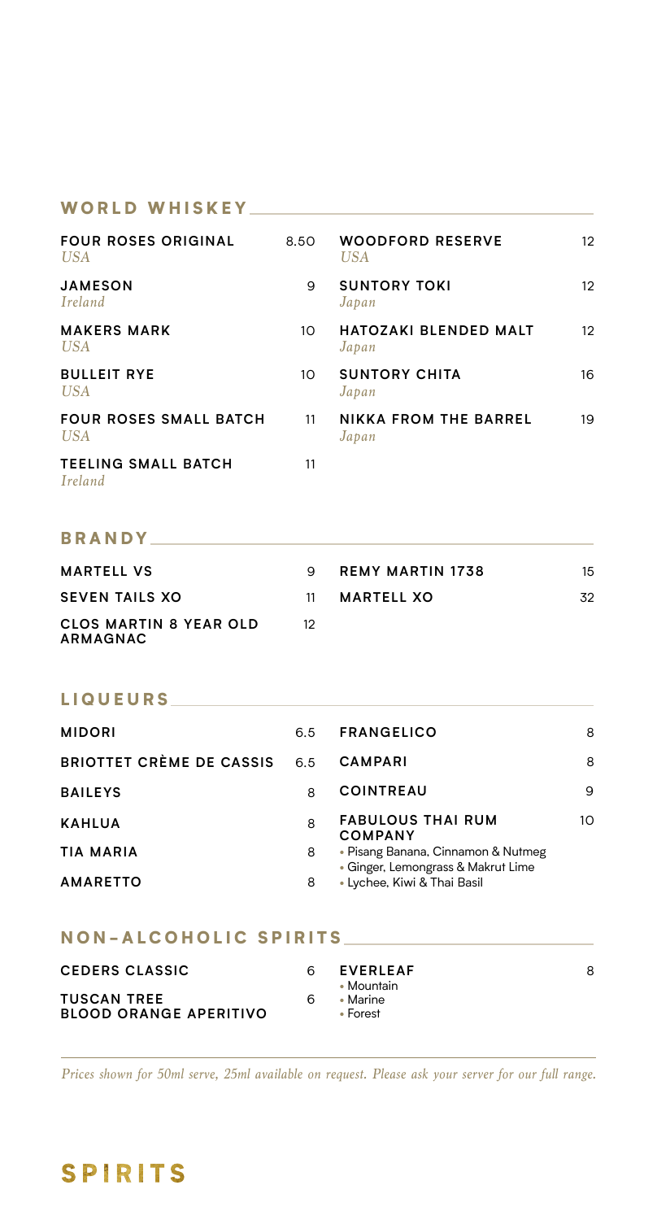## WORLD WHISKEY

| Item | Price |
|---|---|
| **FOUR ROSES ORIGINAL** *USA* | 8.50 |
| **JAMESON** *Ireland* | 9 |
| **MAKERS MARK** *USA* | 10 |
| **BULLEIT RYE** *USA* | 10 |
| **FOUR ROSES SMALL BATCH** *USA* | 11 |
| **TEELING SMALL BATCH** *Ireland* | 11 |
| **WOODFORD RESERVE** *USA* | 12 |
| **SUNTORY TOKI** *Japan* | 12 |
| **HATOZAKI BLENDED MALT** *Japan* | 12 |
| **SUNTORY CHITA** *Japan* | 16 |
| **NIKKA FROM THE BARREL** *Japan* | 19 |

## BRANDY

| Item | Price |
|---|---|
| **MARTELL VS** | 9 |
| **SEVEN TAILS XO** | 11 |
| **CLOS MARTIN 8 YEAR OLD ARMAGNAC** | 12 |
| **REMY MARTIN 1738** | 15 |
| **MARTELL XO** | 32 |

## LIQUEURS

| Item | Price |
|---|---|
| **MIDORI** | 6.5 |
| **BRIOTTET CRÈME DE CASSIS** | 6.5 |
| **BAILEYS** | 8 |
| **KAHLUA** | 8 |
| **TIA MARIA** | 8 |
| **AMARETTO** | 8 |
| **FRANGELICO** | 8 |
| **CAMPARI** | 8 |
| **COINTREAU** | 9 |
| **FABULOUS THAI RUM COMPANY** • Pisang Banana, Cinnamon & Nutmeg • Ginger, Lemongrass & Makrut Lime • Lychee, Kiwi & Thai Basil | 10 |

## NON-ALCOHOLIC SPIRITS

| Item | Price |
|---|---|
| **CEDERS CLASSIC** | 6 |
| **TUSCAN TREE BLOOD ORANGE APERITIVO** | 6 |
| **EVERLEAF** • Mountain • Marine • Forest | 8 |

*Prices shown for 50ml serve, 25ml available on request. Please ask your server for our full range.*

# SPIRITS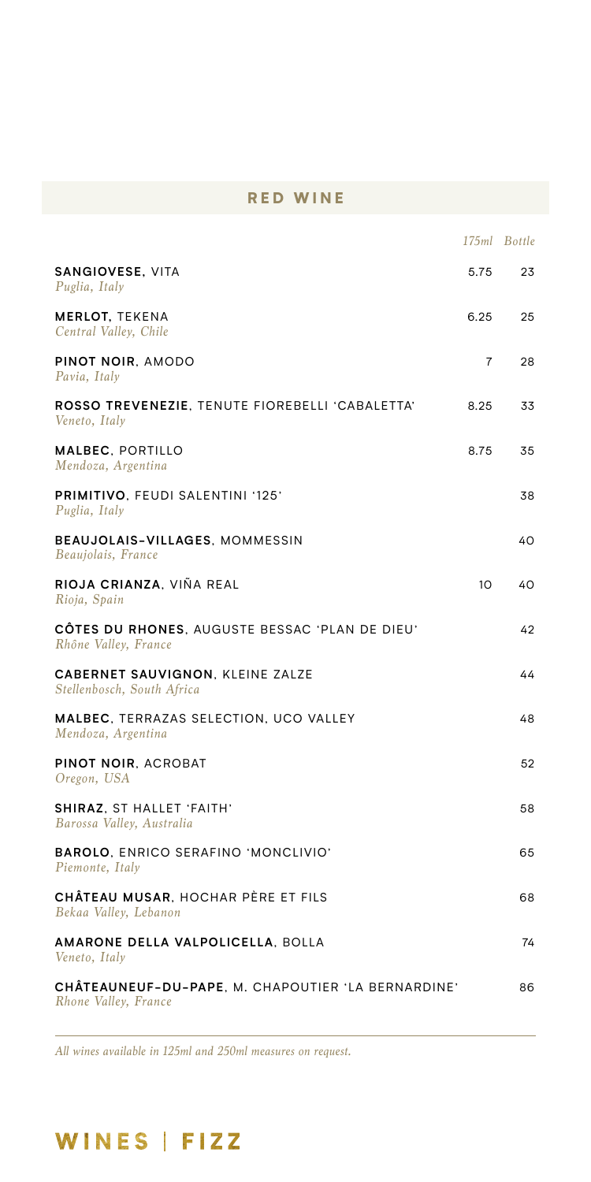## RED WINE

| | 175ml | Bottle |
|---|---|---|
| **SANGIOVESE**, VITA<br>*Puglia, Italy* | 5.75 | 23 |
| **MERLOT**, TEKENA<br>*Central Valley, Chile* | 6.25 | 25 |
| **PINOT NOIR**, AMODO<br>*Pavia, Italy* | 7 | 28 |
| **ROSSO TREVENEZIE**, TENUTE FIOREBELLI 'CABALETTA'<br>*Veneto, Italy* | 8.25 | 33 |
| **MALBEC**, PORTILLO<br>*Mendoza, Argentina* | 8.75 | 35 |
| **PRIMITIVO**, FEUDI SALENTINI '125'<br>*Puglia, Italy* | | 38 |
| **BEAUJOLAIS-VILLAGES**, MOMMESSIN<br>*Beaujolais, France* | | 40 |
| **RIOJA CRIANZA**, VIÑA REAL<br>*Rioja, Spain* | 10 | 40 |
| **CÔTES DU RHONES**, AUGUSTE BESSAC 'PLAN DE DIEU'<br>*Rhône Valley, France* | | 42 |
| **CABERNET SAUVIGNON**, KLEINE ZALZE<br>*Stellenbosch, South Africa* | | 44 |
| **MALBEC**, TERRAZAS SELECTION, UCO VALLEY<br>*Mendoza, Argentina* | | 48 |
| **PINOT NOIR**, ACROBAT<br>*Oregon, USA* | | 52 |
| **SHIRAZ**, ST HALLET 'FAITH'<br>*Barossa Valley, Australia* | | 58 |
| **BAROLO**, ENRICO SERAFINO 'MONCLIVIO'<br>*Piemonte, Italy* | | 65 |
| **CHÂTEAU MUSAR**, HOCHAR PÈRE ET FILS<br>*Bekaa Valley, Lebanon* | | 68 |
| **AMARONE DELLA VALPOLICELLA**, BOLLA<br>*Veneto, Italy* | | 74 |
| **CHÂTEAUNEUF-DU-PAPE**, M. CHAPOUTIER 'LA BERNARDINE'<br>*Rhone Valley, France* | | 86 |

*All wines available in 125ml and 250ml measures on request.*

**WINES | FIZZ**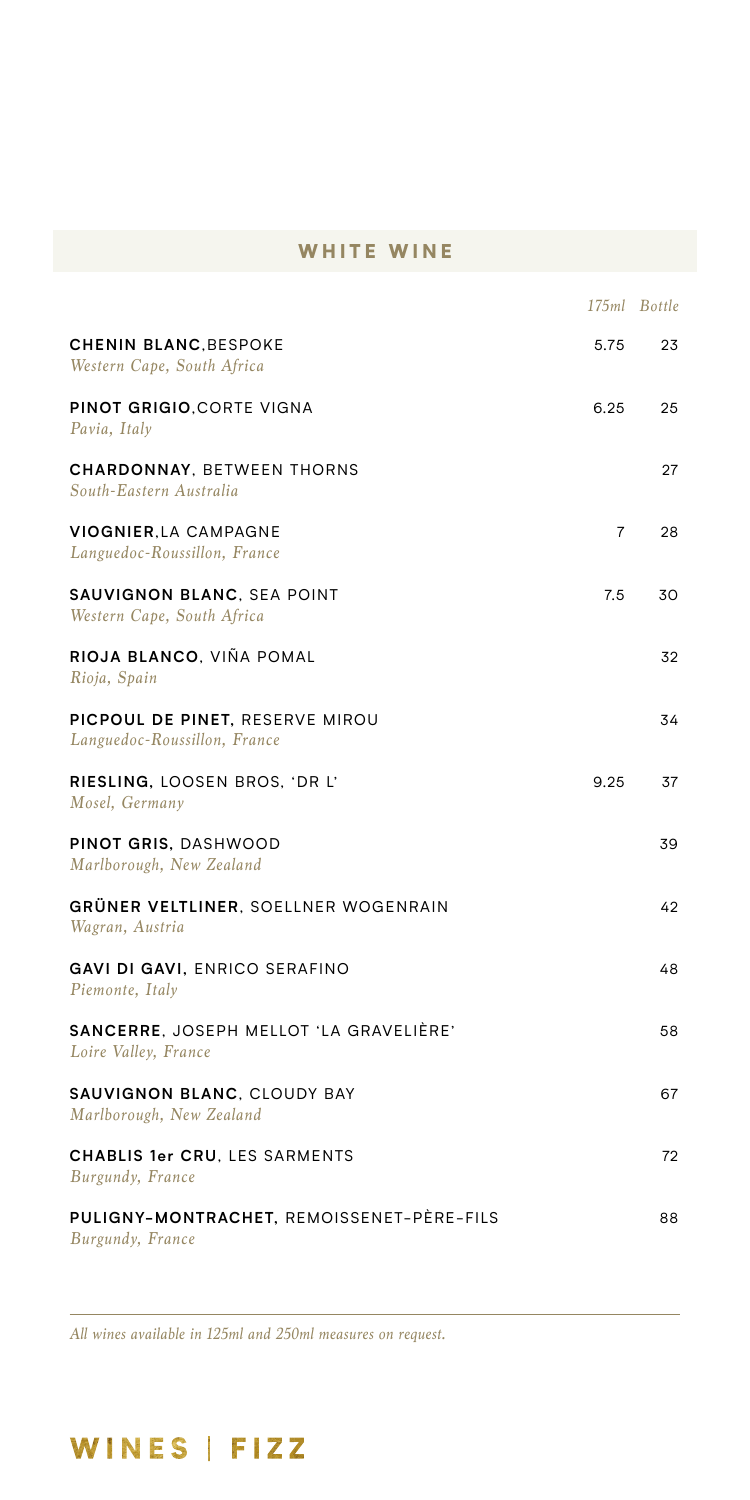## WHITE WINE

| | 175ml | Bottle |
|---|---|---|
| **CHENIN BLANC**, BESPOKE<br>*Western Cape, South Africa* | 5.75 | 23 |
| **PINOT GRIGIO**, CORTE VIGNA<br>*Pavia, Italy* | 6.25 | 25 |
| **CHARDONNAY**, BETWEEN THORNS<br>*South-Eastern Australia* | | 27 |
| **VIOGNIER**, LA CAMPAGNE<br>*Languedoc-Roussillon, France* | 7 | 28 |
| **SAUVIGNON BLANC**, SEA POINT<br>*Western Cape, South Africa* | 7.5 | 30 |
| **RIOJA BLANCO**, VIÑA POMAL<br>*Rioja, Spain* | | 32 |
| **PICPOUL DE PINET**, RESERVE MIROU<br>*Languedoc-Roussillon, France* | | 34 |
| **RIESLING**, LOOSEN BROS, 'DR L'<br>*Mosel, Germany* | 9.25 | 37 |
| **PINOT GRIS**, DASHWOOD<br>*Marlborough, New Zealand* | | 39 |
| **GRÜNER VELTLINER**, SOELLNER WOGENRAIN<br>*Wagran, Austria* | | 42 |
| **GAVI DI GAVI**, ENRICO SERAFINO<br>*Piemonte, Italy* | | 48 |
| **SANCERRE**, JOSEPH MELLOT 'LA GRAVELIÈRE'<br>*Loire Valley, France* | | 58 |
| **SAUVIGNON BLANC**, CLOUDY BAY<br>*Marlborough, New Zealand* | | 67 |
| **CHABLIS 1er CRU**, LES SARMENTS<br>*Burgundy, France* | | 72 |
| **PULIGNY-MONTRACHET**, REMOISSENET-PÈRE-FILS<br>*Burgundy, France* | | 88 |

*All wines available in 125ml and 250ml measures on request.*

**WINES | FIZZ**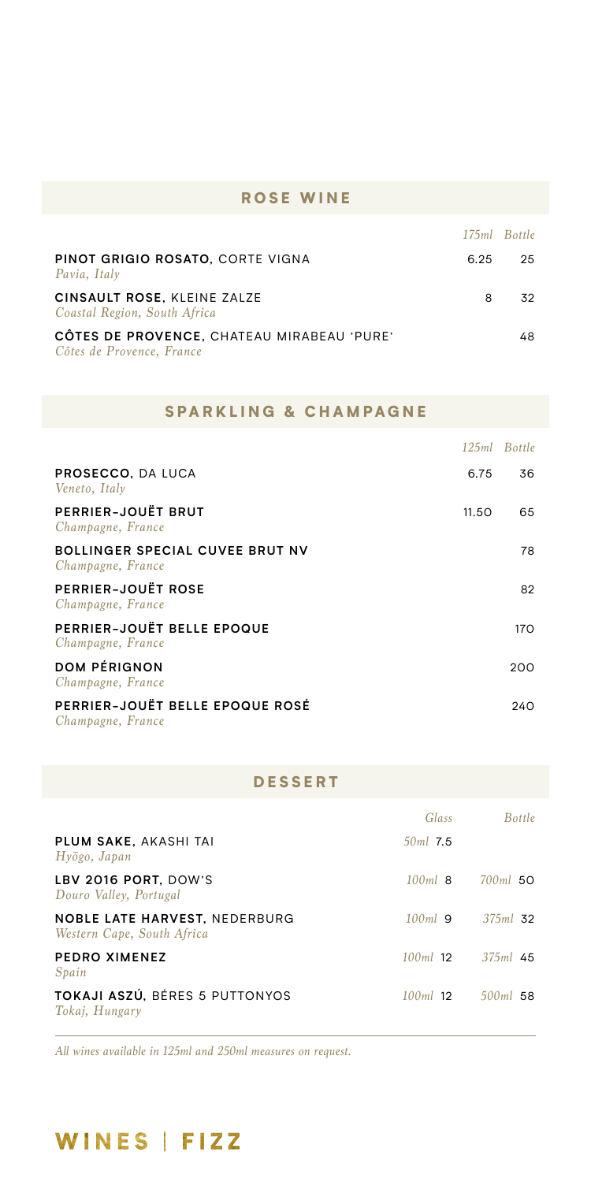## ROSE WINE

| | 175ml | Bottle |
|---|---|---|
| **PINOT GRIGIO ROSATO**, CORTE VIGNA<br>*Pavia, Italy* | 6.25 | 25 |
| **CINSAULT ROSE**, KLEINE ZALZE<br>*Coastal Region, South Africa* | 8 | 32 |
| **CÔTES DE PROVENCE**, CHATEAU MIRABEAU 'PURE'<br>*Côtes de Provence, France* | | 48 |

## SPARKLING & CHAMPAGNE

| | 125ml | Bottle |
|---|---|---|
| **PROSECCO**, DA LUCA<br>*Veneto, Italy* | 6.75 | 36 |
| **PERRIER-JOUËT BRUT**<br>*Champagne, France* | 11.50 | 65 |
| **BOLLINGER SPECIAL CUVEE BRUT NV**<br>*Champagne, France* | | 78 |
| **PERRIER-JOUËT ROSE**<br>*Champagne, France* | | 82 |
| **PERRIER-JOUËT BELLE EPOQUE**<br>*Champagne, France* | | 170 |
| **DOM PÉRIGNON**<br>*Champagne, France* | | 200 |
| **PERRIER-JOUËT BELLE EPOQUE ROSÉ**<br>*Champagne, France* | | 240 |

## DESSERT

| | Glass | Bottle |
|---|---|---|
| **PLUM SAKE**, AKASHI TAI<br>*Hyōgo, Japan* | *50ml* 7.5 | |
| **LBV 2016 PORT**, DOW'S<br>*Douro Valley, Portugal* | *100ml* 8 | *700ml* 50 |
| **NOBLE LATE HARVEST**, NEDERBURG<br>*Western Cape, South Africa* | *100ml* 9 | *375ml* 32 |
| **PEDRO XIMENEZ**<br>*Spain* | *100ml* 12 | *375ml* 45 |
| **TOKAJI ASZÚ**, BÉRES 5 PUTTONYOS<br>*Tokaj, Hungary* | *100ml* 12 | *500ml* 58 |

*All wines available in 125ml and 250ml measures on request.*

# WINES | FIZZ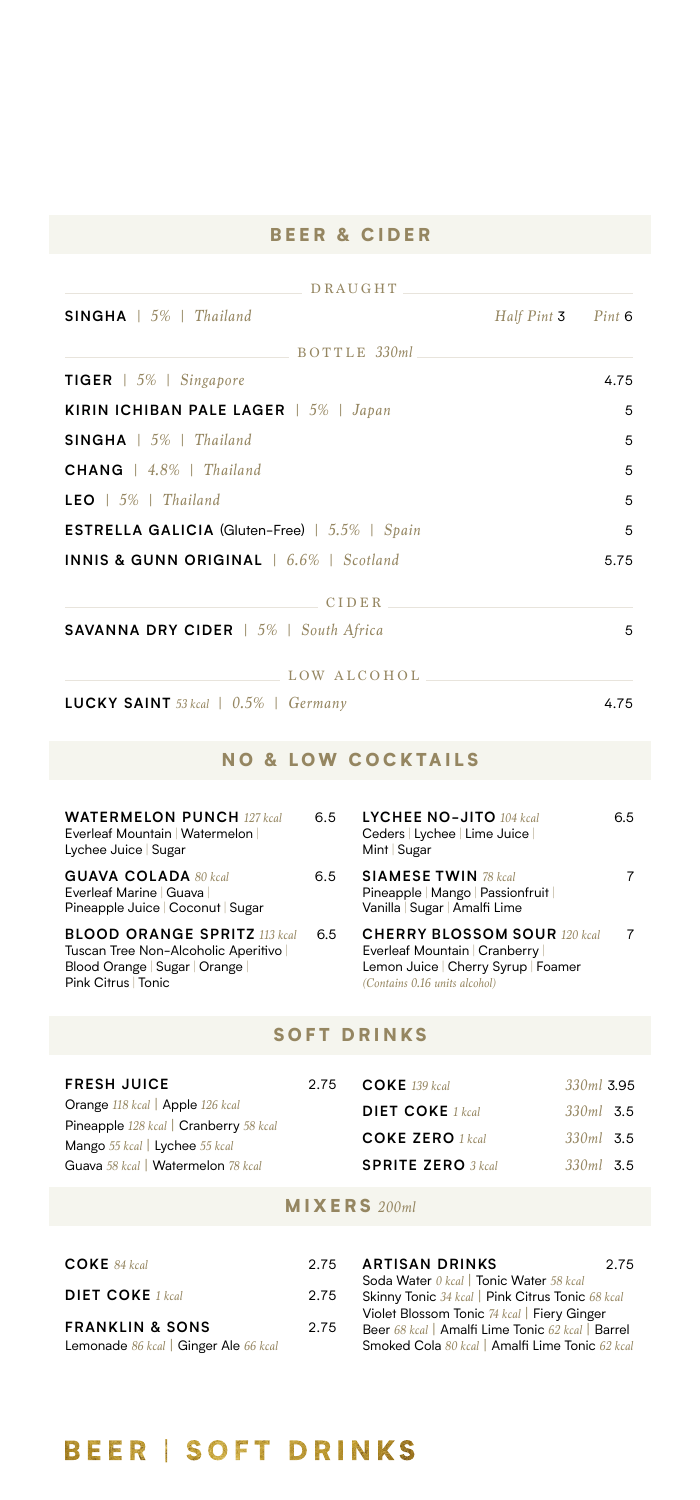## BEER & CIDER

### DRAUGHT

**SINGHA** | *5%* | *Thailand* — *Half Pint* 3 — *Pint* 6

### BOTTLE *330ml*

| | |
|---|---|
| **TIGER** \| *5%* \| *Singapore* | 4.75 |
| **KIRIN ICHIBAN PALE LAGER** \| *5%* \| *Japan* | 5 |
| **SINGHA** \| *5%* \| *Thailand* | 5 |
| **CHANG** \| *4.8%* \| *Thailand* | 5 |
| **LEO** \| *5%* \| *Thailand* | 5 |
| **ESTRELLA GALICIA** (Gluten-Free) \| *5.5%* \| *Spain* | 5 |
| **INNIS & GUNN ORIGINAL** \| *6.6%* \| *Scotland* | 5.75 |

### CIDER

**SAVANNA DRY CIDER** | *5%* | *South Africa* — 5

### LOW ALCOHOL

**LUCKY SAINT** *53 kcal* | *0.5%* | *Germany* — 4.75

## NO & LOW COCKTAILS

**WATERMELON PUNCH** *127 kcal* — 6.5
Everleaf Mountain | Watermelon | Lychee Juice | Sugar

**GUAVA COLADA** *80 kcal* — 6.5
Everleaf Marine | Guava | Pineapple Juice | Coconut | Sugar

**BLOOD ORANGE SPRITZ** *113 kcal* — 6.5
Tuscan Tree Non-Alcoholic Aperitivo | Blood Orange | Sugar | Orange | Pink Citrus | Tonic

**LYCHEE NO-JITO** *104 kcal* — 6.5
Ceders | Lychee | Lime Juice | Mint | Sugar

**SIAMESE TWIN** *78 kcal* — 7
Pineapple | Mango | Passionfruit | Vanilla | Sugar | Amalfi Lime

**CHERRY BLOSSOM SOUR** *120 kcal* — 7
Everleaf Mountain | Cranberry | Lemon Juice | Cherry Syrup | Foamer
*(Contains 0.16 units alcohol)*

## SOFT DRINKS

**FRESH JUICE** — 2.75
Orange *118 kcal* | Apple *126 kcal*
Pineapple *128 kcal* | Cranberry *58 kcal*
Mango *55 kcal* | Lychee *55 kcal*
Guava *58 kcal* | Watermelon *78 kcal*

| | | |
|---|---|---|
| **COKE** *139 kcal* | *330ml* | 3.95 |
| **DIET COKE** *1 kcal* | *330ml* | 3.5 |
| **COKE ZERO** *1 kcal* | *330ml* | 3.5 |
| **SPRITE ZERO** *3 kcal* | *330ml* | 3.5 |

## MIXERS *200ml*

| | |
|---|---|
| **COKE** *84 kcal* | 2.75 |
| **DIET COKE** *1 kcal* | 2.75 |
| **FRANKLIN & SONS** | 2.75 |

Lemonade *86 kcal* | Ginger Ale *66 kcal*

**ARTISAN DRINKS** — 2.75
Soda Water *0 kcal* | Tonic Water *58 kcal*
Skinny Tonic *34 kcal* | Pink Citrus Tonic *68 kcal*
Violet Blossom Tonic *74 kcal* | Fiery Ginger Beer *68 kcal* | Amalfi Lime Tonic *62 kcal* | Barrel Smoked Cola *80 kcal* | Amalfi Lime Tonic *62 kcal*

# BEER | SOFT DRINKS